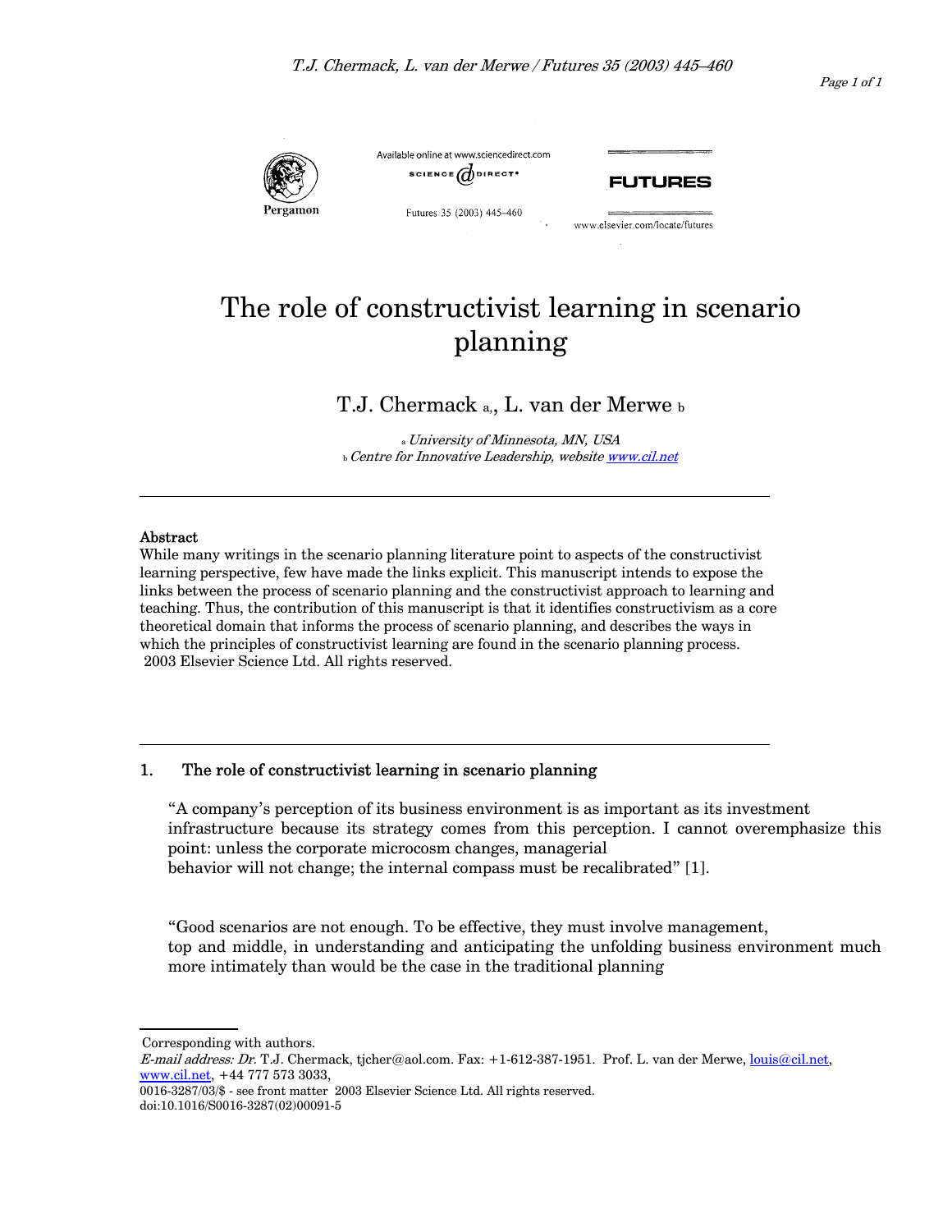# The role of constructivist learning in scenario planning

T.J. Chermack [a], L. van der Merwe [b]

[a] *University of Minnesota, MN, USA*
[b] *Centre for Innovative Leadership, website [www.cil.net](www.cil.net)*

---

**Abstract**

While many writings in the scenario planning literature point to aspects of the constructivist learning perspective, few have made the links explicit. This manuscript intends to expose the links between the process of scenario planning and the constructivist approach to learning and teaching. Thus, the contribution of this manuscript is that it identifies constructivism as a core theoretical domain that informs the process of scenario planning, and describes the ways in which the principles of constructivist learning are found in the scenario planning process.
2003 Elsevier Science Ltd. All rights reserved.

---

## 1. The role of constructivist learning in scenario planning

> "A company's perception of its business environment is as important as its investment infrastructure because its strategy comes from this perception. I cannot overemphasize this point: unless the corporate microcosm changes, managerial behavior will not change; the internal compass must be recalibrated" [1].

> "Good scenarios are not enough. To be effective, they must involve management, top and middle, in understanding and anticipating the unfolding business environment much more intimately than would be the case in the traditional planning

---

Corresponding with authors.
*E-mail address: Dr.* T.J. Chermack, tjcher@aol.com. Fax: +1-612-387-1951. Prof. L. van der Merwe, [louis@cil.net](mailto:louis@cil.net), [www.cil.net](www.cil.net), +44 777 573 3033,
0016-3287/03/$ - see front matter 2003 Elsevier Science Ltd. All rights reserved.
doi:10.1016/S0016-3287(02)00091-5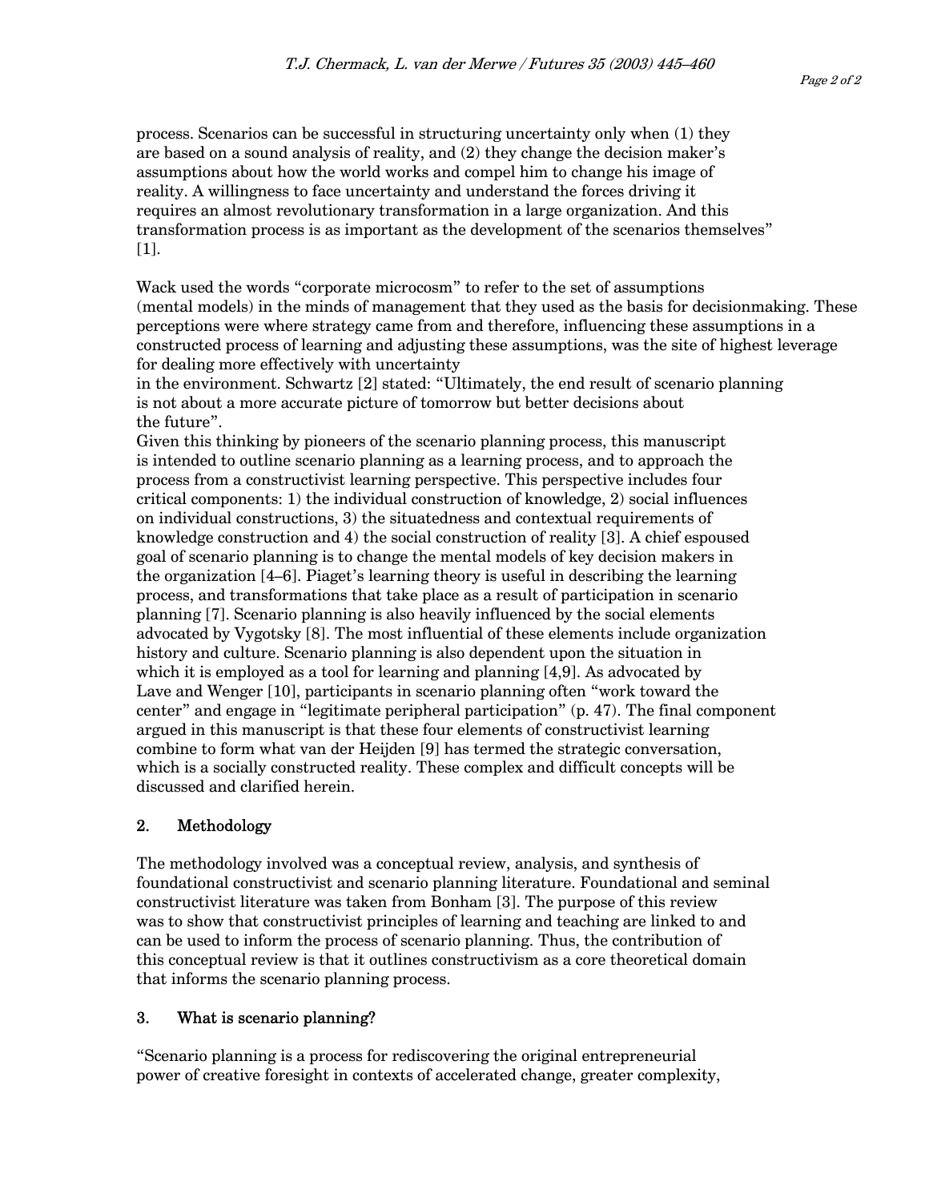process. Scenarios can be successful in structuring uncertainty only when (1) they are based on a sound analysis of reality, and (2) they change the decision maker's assumptions about how the world works and compel him to change his image of reality. A willingness to face uncertainty and understand the forces driving it requires an almost revolutionary transformation in a large organization. And this transformation process is as important as the development of the scenarios themselves" [1].

Wack used the words "corporate microcosm" to refer to the set of assumptions (mental models) in the minds of management that they used as the basis for decisionmaking. These perceptions were where strategy came from and therefore, influencing these assumptions in a constructed process of learning and adjusting these assumptions, was the site of highest leverage for dealing more effectively with uncertainty in the environment. Schwartz [2] stated: "Ultimately, the end result of scenario planning is not about a more accurate picture of tomorrow but better decisions about the future".

Given this thinking by pioneers of the scenario planning process, this manuscript is intended to outline scenario planning as a learning process, and to approach the process from a constructivist learning perspective. This perspective includes four critical components: 1) the individual construction of knowledge, 2) social influences on individual constructions, 3) the situatedness and contextual requirements of knowledge construction and 4) the social construction of reality [3]. A chief espoused goal of scenario planning is to change the mental models of key decision makers in the organization [4–6]. Piaget's learning theory is useful in describing the learning process, and transformations that take place as a result of participation in scenario planning [7]. Scenario planning is also heavily influenced by the social elements advocated by Vygotsky [8]. The most influential of these elements include organization history and culture. Scenario planning is also dependent upon the situation in which it is employed as a tool for learning and planning [4,9]. As advocated by Lave and Wenger [10], participants in scenario planning often "work toward the center" and engage in "legitimate peripheral participation" (p. 47). The final component argued in this manuscript is that these four elements of constructivist learning combine to form what van der Heijden [9] has termed the strategic conversation, which is a socially constructed reality. These complex and difficult concepts will be discussed and clarified herein.

## 2. Methodology

The methodology involved was a conceptual review, analysis, and synthesis of foundational constructivist and scenario planning literature. Foundational and seminal constructivist literature was taken from Bonham [3]. The purpose of this review was to show that constructivist principles of learning and teaching are linked to and can be used to inform the process of scenario planning. Thus, the contribution of this conceptual review is that it outlines constructivism as a core theoretical domain that informs the scenario planning process.

## 3. What is scenario planning?

"Scenario planning is a process for rediscovering the original entrepreneurial power of creative foresight in contexts of accelerated change, greater complexity,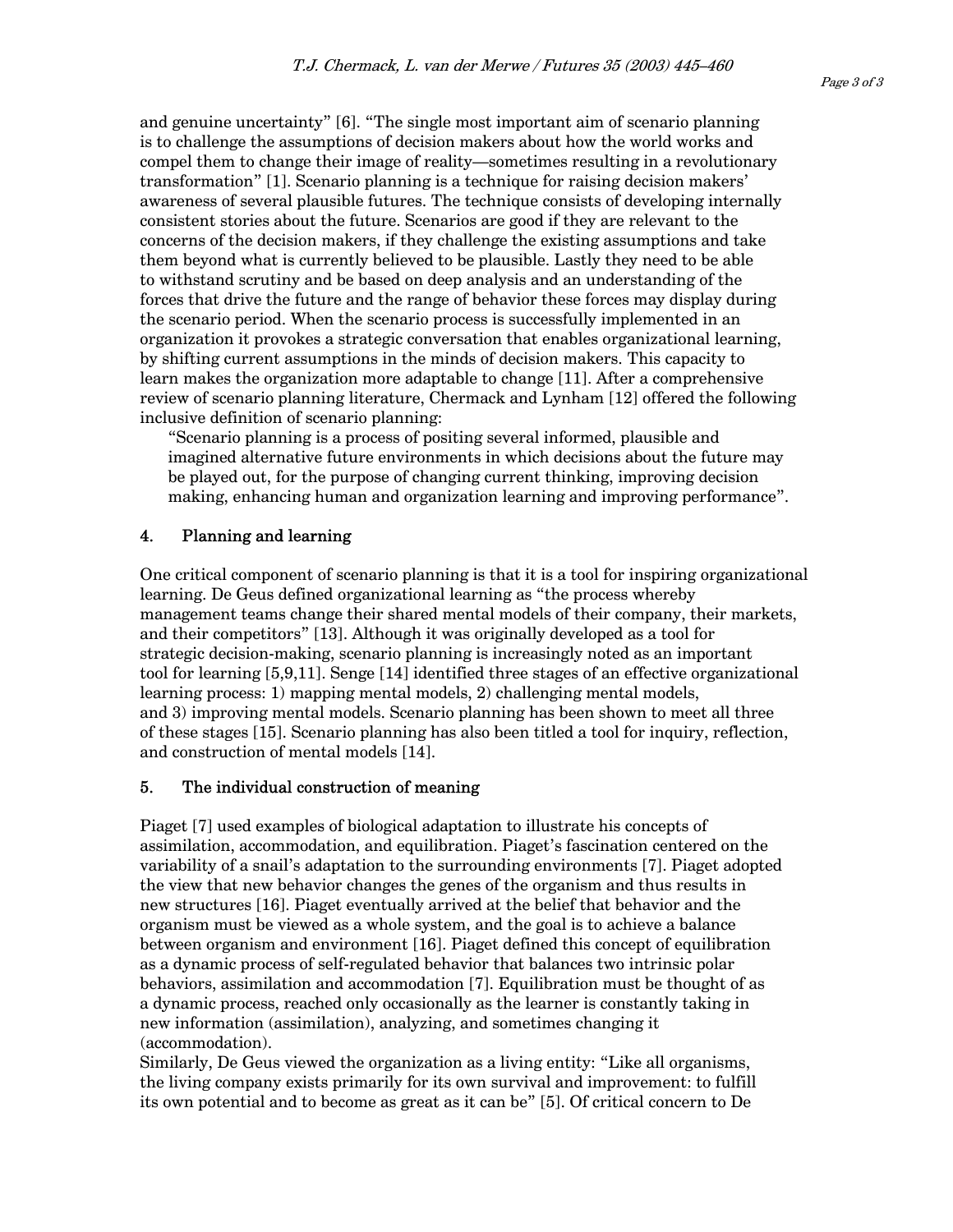and genuine uncertainty" [6]. "The single most important aim of scenario planning is to challenge the assumptions of decision makers about how the world works and compel them to change their image of reality—sometimes resulting in a revolutionary transformation" [1]. Scenario planning is a technique for raising decision makers' awareness of several plausible futures. The technique consists of developing internally consistent stories about the future. Scenarios are good if they are relevant to the concerns of the decision makers, if they challenge the existing assumptions and take them beyond what is currently believed to be plausible. Lastly they need to be able to withstand scrutiny and be based on deep analysis and an understanding of the forces that drive the future and the range of behavior these forces may display during the scenario period. When the scenario process is successfully implemented in an organization it provokes a strategic conversation that enables organizational learning, by shifting current assumptions in the minds of decision makers. This capacity to learn makes the organization more adaptable to change [11]. After a comprehensive review of scenario planning literature, Chermack and Lynham [12] offered the following inclusive definition of scenario planning:

> "Scenario planning is a process of positing several informed, plausible and imagined alternative future environments in which decisions about the future may be played out, for the purpose of changing current thinking, improving decision making, enhancing human and organization learning and improving performance".

## 4. Planning and learning

One critical component of scenario planning is that it is a tool for inspiring organizational learning. De Geus defined organizational learning as "the process whereby management teams change their shared mental models of their company, their markets, and their competitors" [13]. Although it was originally developed as a tool for strategic decision-making, scenario planning is increasingly noted as an important tool for learning [5,9,11]. Senge [14] identified three stages of an effective organizational learning process: 1) mapping mental models, 2) challenging mental models, and 3) improving mental models. Scenario planning has been shown to meet all three of these stages [15]. Scenario planning has also been titled a tool for inquiry, reflection, and construction of mental models [14].

## 5. The individual construction of meaning

Piaget [7] used examples of biological adaptation to illustrate his concepts of assimilation, accommodation, and equilibration. Piaget's fascination centered on the variability of a snail's adaptation to the surrounding environments [7]. Piaget adopted the view that new behavior changes the genes of the organism and thus results in new structures [16]. Piaget eventually arrived at the belief that behavior and the organism must be viewed as a whole system, and the goal is to achieve a balance between organism and environment [16]. Piaget defined this concept of equilibration as a dynamic process of self-regulated behavior that balances two intrinsic polar behaviors, assimilation and accommodation [7]. Equilibration must be thought of as a dynamic process, reached only occasionally as the learner is constantly taking in new information (assimilation), analyzing, and sometimes changing it (accommodation).

Similarly, De Geus viewed the organization as a living entity: "Like all organisms, the living company exists primarily for its own survival and improvement: to fulfill its own potential and to become as great as it can be" [5]. Of critical concern to De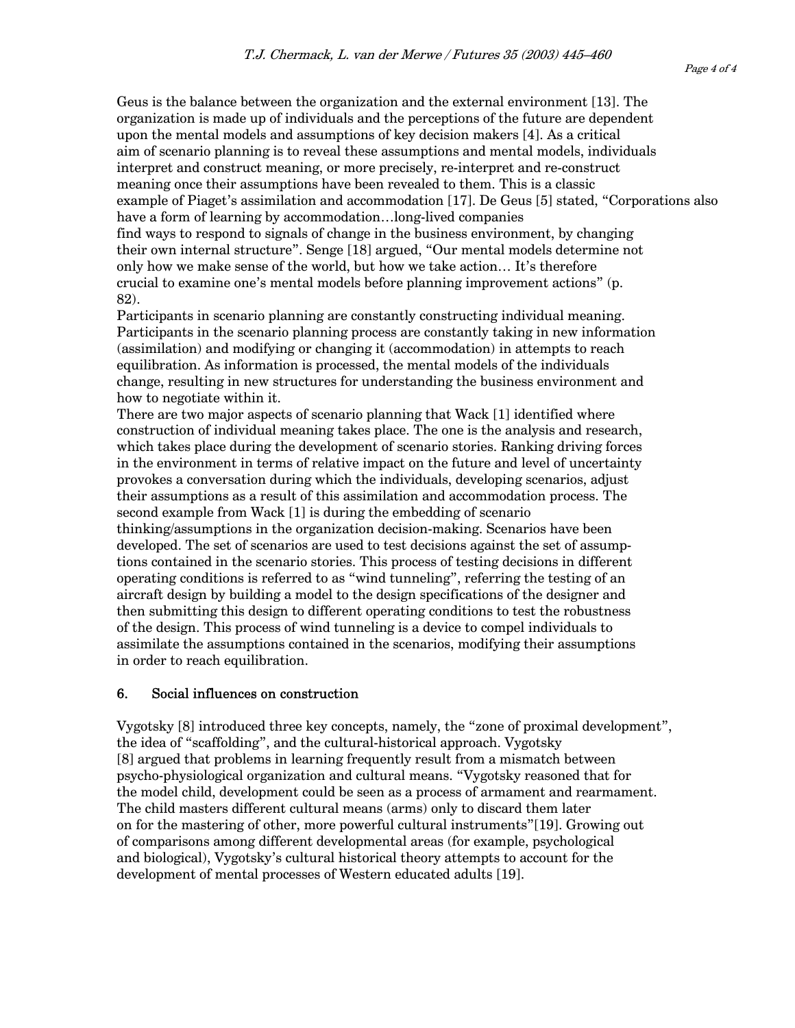Geus is the balance between the organization and the external environment [13]. The organization is made up of individuals and the perceptions of the future are dependent upon the mental models and assumptions of key decision makers [4]. As a critical aim of scenario planning is to reveal these assumptions and mental models, individuals interpret and construct meaning, or more precisely, re-interpret and re-construct meaning once their assumptions have been revealed to them. This is a classic example of Piaget's assimilation and accommodation [17]. De Geus [5] stated, "Corporations also have a form of learning by accommodation…long-lived companies find ways to respond to signals of change in the business environment, by changing their own internal structure". Senge [18] argued, "Our mental models determine not only how we make sense of the world, but how we take action… It's therefore crucial to examine one's mental models before planning improvement actions" (p. 82).

Participants in scenario planning are constantly constructing individual meaning. Participants in the scenario planning process are constantly taking in new information (assimilation) and modifying or changing it (accommodation) in attempts to reach equilibration. As information is processed, the mental models of the individuals change, resulting in new structures for understanding the business environment and how to negotiate within it.

There are two major aspects of scenario planning that Wack [1] identified where construction of individual meaning takes place. The one is the analysis and research, which takes place during the development of scenario stories. Ranking driving forces in the environment in terms of relative impact on the future and level of uncertainty provokes a conversation during which the individuals, developing scenarios, adjust their assumptions as a result of this assimilation and accommodation process. The second example from Wack [1] is during the embedding of scenario thinking/assumptions in the organization decision-making. Scenarios have been developed. The set of scenarios are used to test decisions against the set of assumptions contained in the scenario stories. This process of testing decisions in different operating conditions is referred to as "wind tunneling", referring the testing of an aircraft design by building a model to the design specifications of the designer and then submitting this design to different operating conditions to test the robustness of the design. This process of wind tunneling is a device to compel individuals to assimilate the assumptions contained in the scenarios, modifying their assumptions in order to reach equilibration.

## 6. Social influences on construction

Vygotsky [8] introduced three key concepts, namely, the "zone of proximal development", the idea of "scaffolding", and the cultural-historical approach. Vygotsky [8] argued that problems in learning frequently result from a mismatch between psycho-physiological organization and cultural means. "Vygotsky reasoned that for the model child, development could be seen as a process of armament and rearmament. The child masters different cultural means (arms) only to discard them later on for the mastering of other, more powerful cultural instruments"[19]. Growing out of comparisons among different developmental areas (for example, psychological and biological), Vygotsky's cultural historical theory attempts to account for the development of mental processes of Western educated adults [19].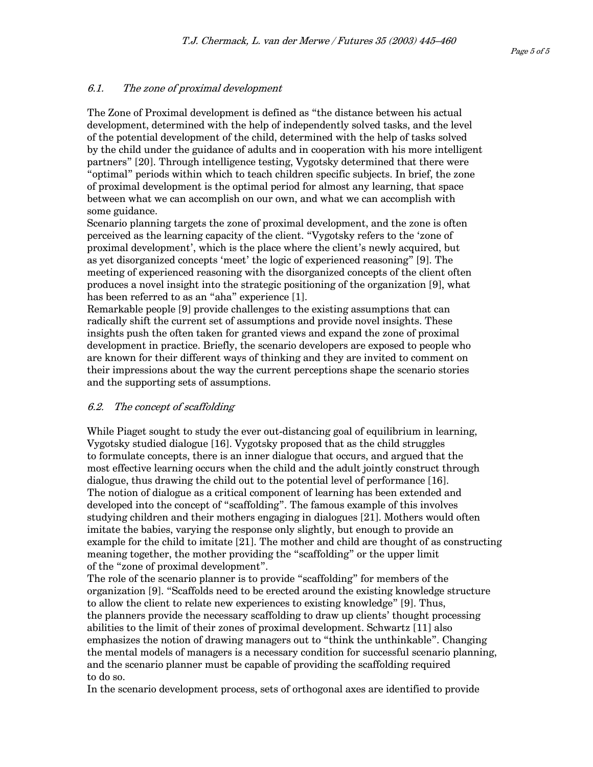### *6.1. The zone of proximal development*

The Zone of Proximal development is defined as "the distance between his actual development, determined with the help of independently solved tasks, and the level of the potential development of the child, determined with the help of tasks solved by the child under the guidance of adults and in cooperation with his more intelligent partners" [20]. Through intelligence testing, Vygotsky determined that there were "optimal" periods within which to teach children specific subjects. In brief, the zone of proximal development is the optimal period for almost any learning, that space between what we can accomplish on our own, and what we can accomplish with some guidance.

Scenario planning targets the zone of proximal development, and the zone is often perceived as the learning capacity of the client. "Vygotsky refers to the 'zone of proximal development', which is the place where the client's newly acquired, but as yet disorganized concepts 'meet' the logic of experienced reasoning" [9]. The meeting of experienced reasoning with the disorganized concepts of the client often produces a novel insight into the strategic positioning of the organization [9], what has been referred to as an "aha" experience [1].

Remarkable people [9] provide challenges to the existing assumptions that can radically shift the current set of assumptions and provide novel insights. These insights push the often taken for granted views and expand the zone of proximal development in practice. Briefly, the scenario developers are exposed to people who are known for their different ways of thinking and they are invited to comment on their impressions about the way the current perceptions shape the scenario stories and the supporting sets of assumptions.

### *6.2. The concept of scaffolding*

While Piaget sought to study the ever out-distancing goal of equilibrium in learning, Vygotsky studied dialogue [16]. Vygotsky proposed that as the child struggles to formulate concepts, there is an inner dialogue that occurs, and argued that the most effective learning occurs when the child and the adult jointly construct through dialogue, thus drawing the child out to the potential level of performance [16]. The notion of dialogue as a critical component of learning has been extended and developed into the concept of "scaffolding". The famous example of this involves studying children and their mothers engaging in dialogues [21]. Mothers would often imitate the babies, varying the response only slightly, but enough to provide an example for the child to imitate [21]. The mother and child are thought of as constructing meaning together, the mother providing the "scaffolding" or the upper limit of the "zone of proximal development".

The role of the scenario planner is to provide "scaffolding" for members of the organization [9]. "Scaffolds need to be erected around the existing knowledge structure to allow the client to relate new experiences to existing knowledge" [9]. Thus, the planners provide the necessary scaffolding to draw up clients' thought processing abilities to the limit of their zones of proximal development. Schwartz [11] also emphasizes the notion of drawing managers out to "think the unthinkable". Changing the mental models of managers is a necessary condition for successful scenario planning, and the scenario planner must be capable of providing the scaffolding required to do so.

In the scenario development process, sets of orthogonal axes are identified to provide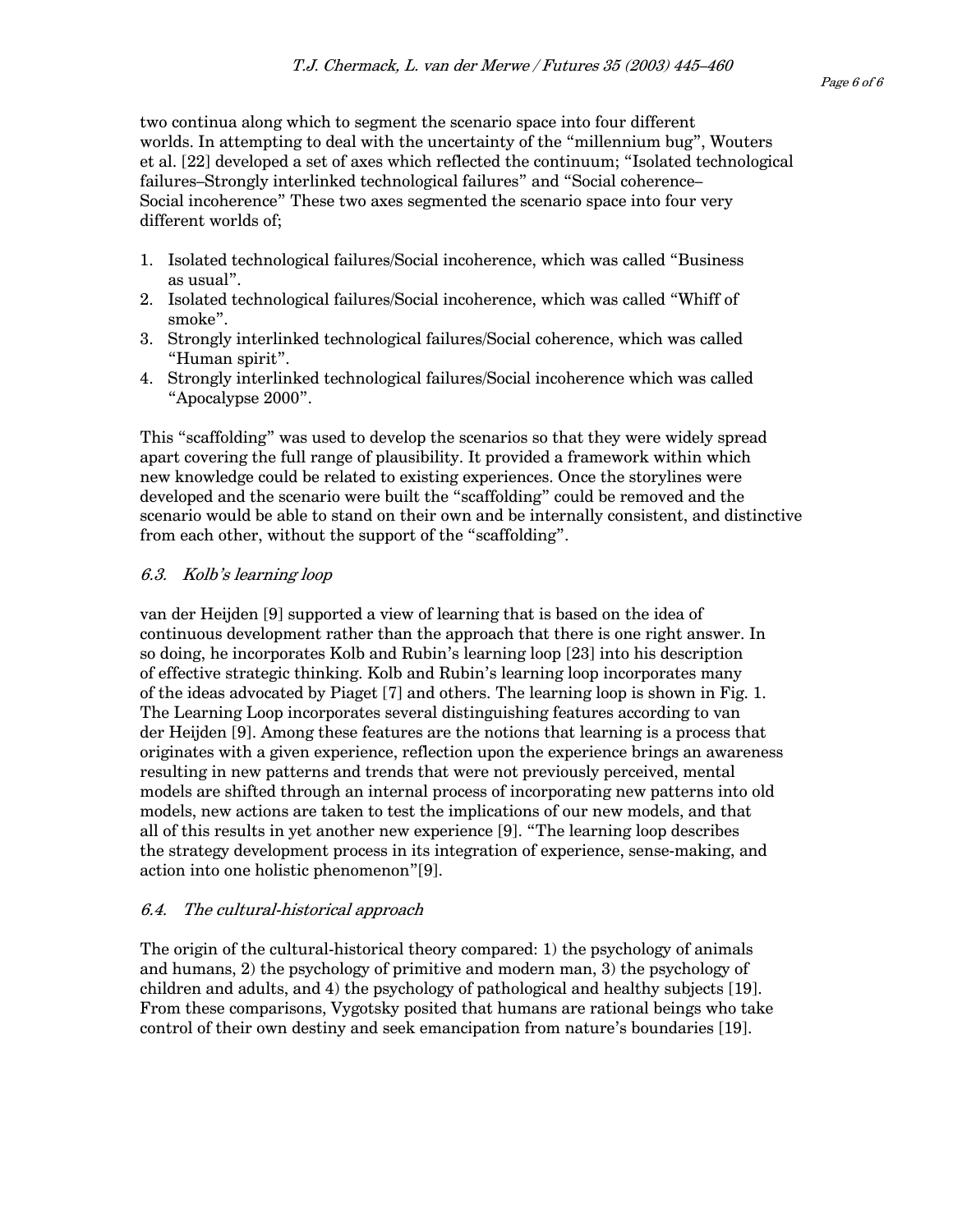two continua along which to segment the scenario space into four different worlds. In attempting to deal with the uncertainty of the "millennium bug", Wouters et al. [22] developed a set of axes which reflected the continuum; "Isolated technological failures–Strongly interlinked technological failures" and "Social coherence–Social incoherence" These two axes segmented the scenario space into four very different worlds of;

1. Isolated technological failures/Social incoherence, which was called "Business as usual".
2. Isolated technological failures/Social incoherence, which was called "Whiff of smoke".
3. Strongly interlinked technological failures/Social coherence, which was called "Human spirit".
4. Strongly interlinked technological failures/Social incoherence which was called "Apocalypse 2000".

This "scaffolding" was used to develop the scenarios so that they were widely spread apart covering the full range of plausibility. It provided a framework within which new knowledge could be related to existing experiences. Once the storylines were developed and the scenario were built the "scaffolding" could be removed and the scenario would be able to stand on their own and be internally consistent, and distinctive from each other, without the support of the "scaffolding".

### *6.3. Kolb's learning loop*

van der Heijden [9] supported a view of learning that is based on the idea of continuous development rather than the approach that there is one right answer. In so doing, he incorporates Kolb and Rubin's learning loop [23] into his description of effective strategic thinking. Kolb and Rubin's learning loop incorporates many of the ideas advocated by Piaget [7] and others. The learning loop is shown in Fig. 1. The Learning Loop incorporates several distinguishing features according to van der Heijden [9]. Among these features are the notions that learning is a process that originates with a given experience, reflection upon the experience brings an awareness resulting in new patterns and trends that were not previously perceived, mental models are shifted through an internal process of incorporating new patterns into old models, new actions are taken to test the implications of our new models, and that all of this results in yet another new experience [9]. "The learning loop describes the strategy development process in its integration of experience, sense-making, and action into one holistic phenomenon"[9].

### *6.4. The cultural-historical approach*

The origin of the cultural-historical theory compared: 1) the psychology of animals and humans, 2) the psychology of primitive and modern man, 3) the psychology of children and adults, and 4) the psychology of pathological and healthy subjects [19]. From these comparisons, Vygotsky posited that humans are rational beings who take control of their own destiny and seek emancipation from nature's boundaries [19].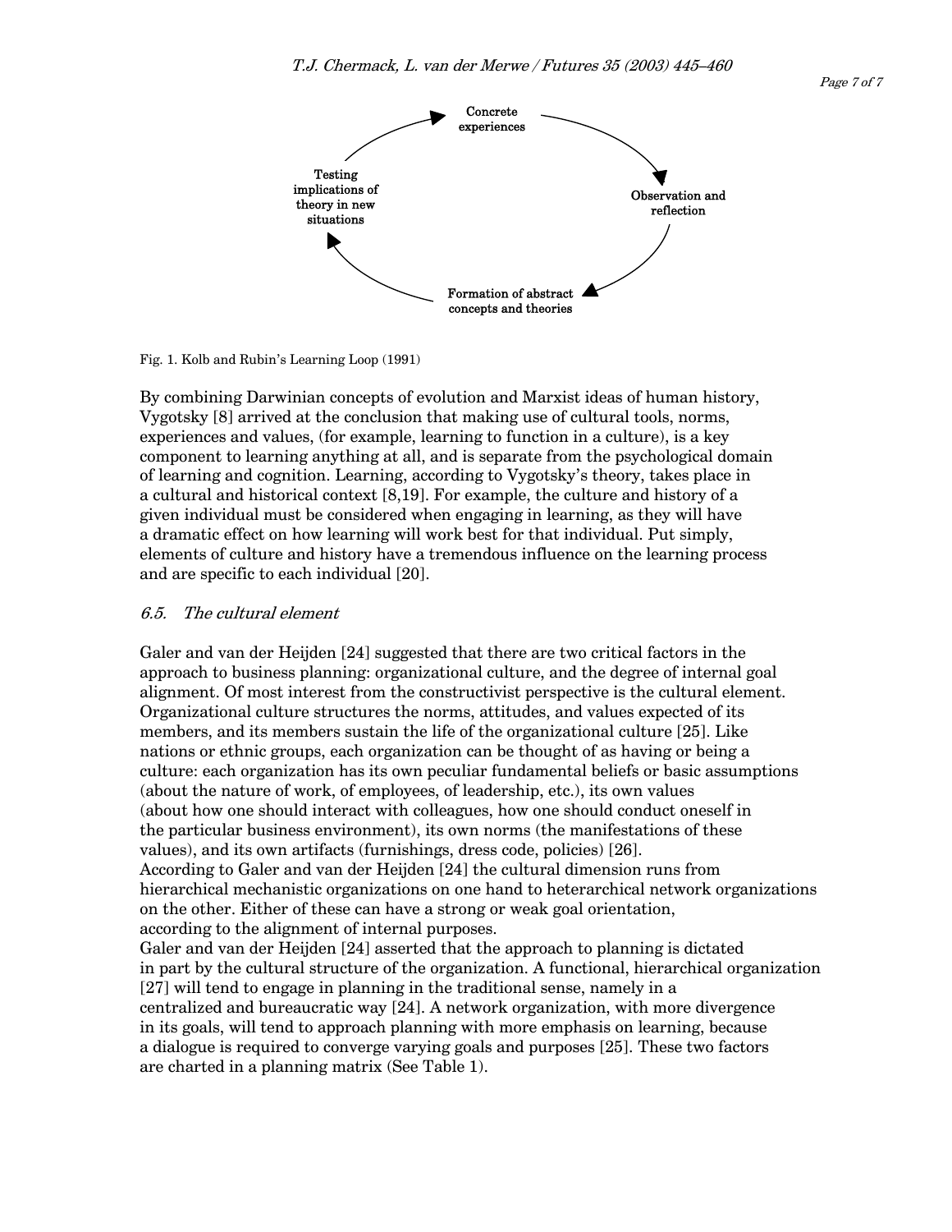Concrete experiences

Observation and reflection

Formation of abstract concepts and theories

Testing implications of theory in new situations

Fig. 1. Kolb and Rubin's Learning Loop (1991)

By combining Darwinian concepts of evolution and Marxist ideas of human history, Vygotsky [8] arrived at the conclusion that making use of cultural tools, norms, experiences and values, (for example, learning to function in a culture), is a key component to learning anything at all, and is separate from the psychological domain of learning and cognition. Learning, according to Vygotsky's theory, takes place in a cultural and historical context [8,19]. For example, the culture and history of a given individual must be considered when engaging in learning, as they will have a dramatic effect on how learning will work best for that individual. Put simply, elements of culture and history have a tremendous influence on the learning process and are specific to each individual [20].

### *6.5. The cultural element*

Galer and van der Heijden [24] suggested that there are two critical factors in the approach to business planning: organizational culture, and the degree of internal goal alignment. Of most interest from the constructivist perspective is the cultural element. Organizational culture structures the norms, attitudes, and values expected of its members, and its members sustain the life of the organizational culture [25]. Like nations or ethnic groups, each organization can be thought of as having or being a culture: each organization has its own peculiar fundamental beliefs or basic assumptions (about the nature of work, of employees, of leadership, etc.), its own values (about how one should interact with colleagues, how one should conduct oneself in the particular business environment), its own norms (the manifestations of these values), and its own artifacts (furnishings, dress code, policies) [26].

According to Galer and van der Heijden [24] the cultural dimension runs from hierarchical mechanistic organizations on one hand to heterarchical network organizations on the other. Either of these can have a strong or weak goal orientation, according to the alignment of internal purposes.

Galer and van der Heijden [24] asserted that the approach to planning is dictated in part by the cultural structure of the organization. A functional, hierarchical organization [27] will tend to engage in planning in the traditional sense, namely in a centralized and bureaucratic way [24]. A network organization, with more divergence in its goals, will tend to approach planning with more emphasis on learning, because a dialogue is required to converge varying goals and purposes [25]. These two factors are charted in a planning matrix (See Table 1).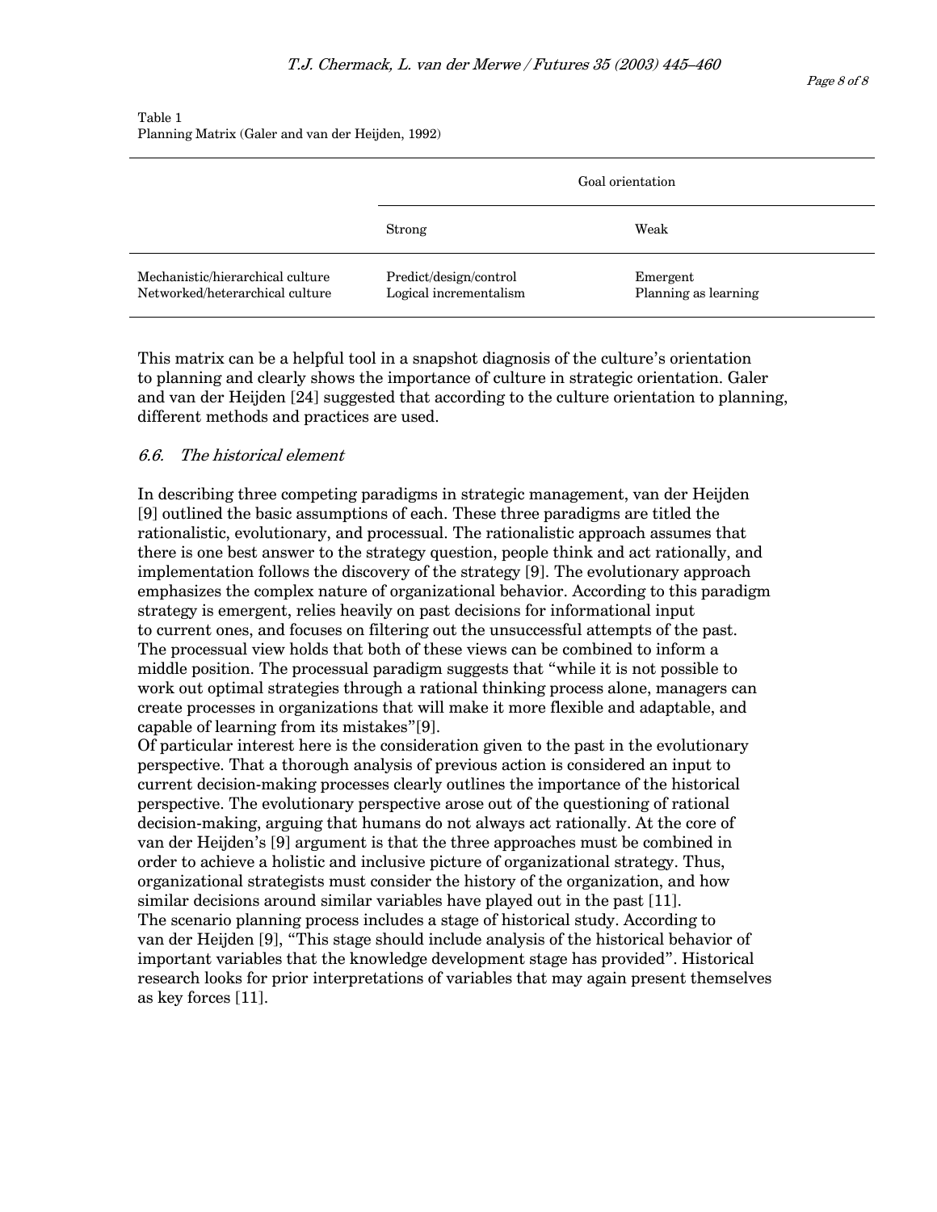Table 1
Planning Matrix (Galer and van der Heijden, 1992)

| | Goal orientation | |
|---|---|---|
| | Strong | Weak |
| Mechanistic/hierarchical culture | Predict/design/control | Emergent |
| Networked/heterarchical culture | Logical incrementalism | Planning as learning |

This matrix can be a helpful tool in a snapshot diagnosis of the culture's orientation to planning and clearly shows the importance of culture in strategic orientation. Galer and van der Heijden [24] suggested that according to the culture orientation to planning, different methods and practices are used.

### *6.6. The historical element*

In describing three competing paradigms in strategic management, van der Heijden [9] outlined the basic assumptions of each. These three paradigms are titled the rationalistic, evolutionary, and processual. The rationalistic approach assumes that there is one best answer to the strategy question, people think and act rationally, and implementation follows the discovery of the strategy [9]. The evolutionary approach emphasizes the complex nature of organizational behavior. According to this paradigm strategy is emergent, relies heavily on past decisions for informational input to current ones, and focuses on filtering out the unsuccessful attempts of the past. The processual view holds that both of these views can be combined to inform a middle position. The processual paradigm suggests that "while it is not possible to work out optimal strategies through a rational thinking process alone, managers can create processes in organizations that will make it more flexible and adaptable, and capable of learning from its mistakes"[9].

Of particular interest here is the consideration given to the past in the evolutionary perspective. That a thorough analysis of previous action is considered an input to current decision-making processes clearly outlines the importance of the historical perspective. The evolutionary perspective arose out of the questioning of rational decision-making, arguing that humans do not always act rationally. At the core of van der Heijden's [9] argument is that the three approaches must be combined in order to achieve a holistic and inclusive picture of organizational strategy. Thus, organizational strategists must consider the history of the organization, and how similar decisions around similar variables have played out in the past [11].

The scenario planning process includes a stage of historical study. According to van der Heijden [9], "This stage should include analysis of the historical behavior of important variables that the knowledge development stage has provided". Historical research looks for prior interpretations of variables that may again present themselves as key forces [11].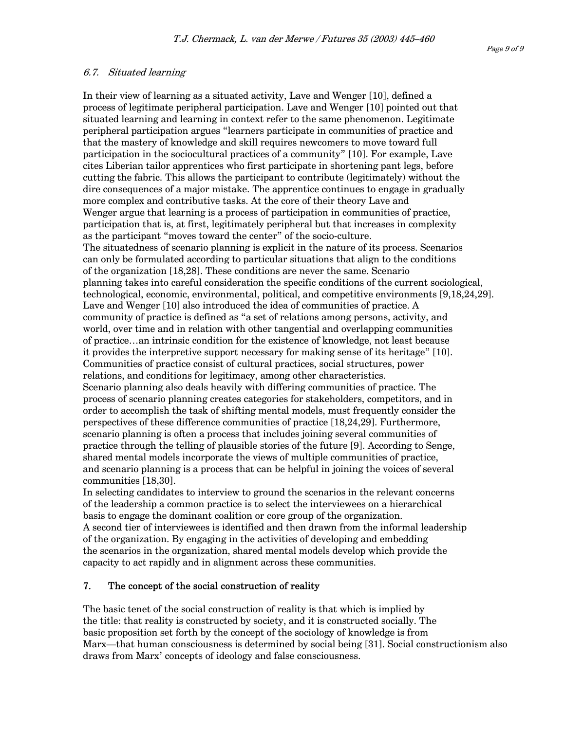### 6.7. *Situated learning*

In their view of learning as a situated activity, Lave and Wenger [10], defined a process of legitimate peripheral participation. Lave and Wenger [10] pointed out that situated learning and learning in context refer to the same phenomenon. Legitimate peripheral participation argues "learners participate in communities of practice and that the mastery of knowledge and skill requires newcomers to move toward full participation in the sociocultural practices of a community" [10]. For example, Lave cites Liberian tailor apprentices who first participate in shortening pant legs, before cutting the fabric. This allows the participant to contribute (legitimately) without the dire consequences of a major mistake. The apprentice continues to engage in gradually more complex and contributive tasks. At the core of their theory Lave and Wenger argue that learning is a process of participation in communities of practice, participation that is, at first, legitimately peripheral but that increases in complexity as the participant "moves toward the center" of the socio-culture.

The situatedness of scenario planning is explicit in the nature of its process. Scenarios can only be formulated according to particular situations that align to the conditions of the organization [18,28]. These conditions are never the same. Scenario planning takes into careful consideration the specific conditions of the current sociological, technological, economic, environmental, political, and competitive environments [9,18,24,29]. Lave and Wenger [10] also introduced the idea of communities of practice. A community of practice is defined as "a set of relations among persons, activity, and world, over time and in relation with other tangential and overlapping communities of practice…an intrinsic condition for the existence of knowledge, not least because it provides the interpretive support necessary for making sense of its heritage" [10]. Communities of practice consist of cultural practices, social structures, power relations, and conditions for legitimacy, among other characteristics.

Scenario planning also deals heavily with differing communities of practice. The process of scenario planning creates categories for stakeholders, competitors, and in order to accomplish the task of shifting mental models, must frequently consider the perspectives of these difference communities of practice [18,24,29]. Furthermore, scenario planning is often a process that includes joining several communities of practice through the telling of plausible stories of the future [9]. According to Senge, shared mental models incorporate the views of multiple communities of practice, and scenario planning is a process that can be helpful in joining the voices of several communities [18,30].

In selecting candidates to interview to ground the scenarios in the relevant concerns of the leadership a common practice is to select the interviewees on a hierarchical basis to engage the dominant coalition or core group of the organization. A second tier of interviewees is identified and then drawn from the informal leadership of the organization. By engaging in the activities of developing and embedding the scenarios in the organization, shared mental models develop which provide the capacity to act rapidly and in alignment across these communities.

## 7. The concept of the social construction of reality

The basic tenet of the social construction of reality is that which is implied by the title: that reality is constructed by society, and it is constructed socially. The basic proposition set forth by the concept of the sociology of knowledge is from Marx—that human consciousness is determined by social being [31]. Social constructionism also draws from Marx' concepts of ideology and false consciousness.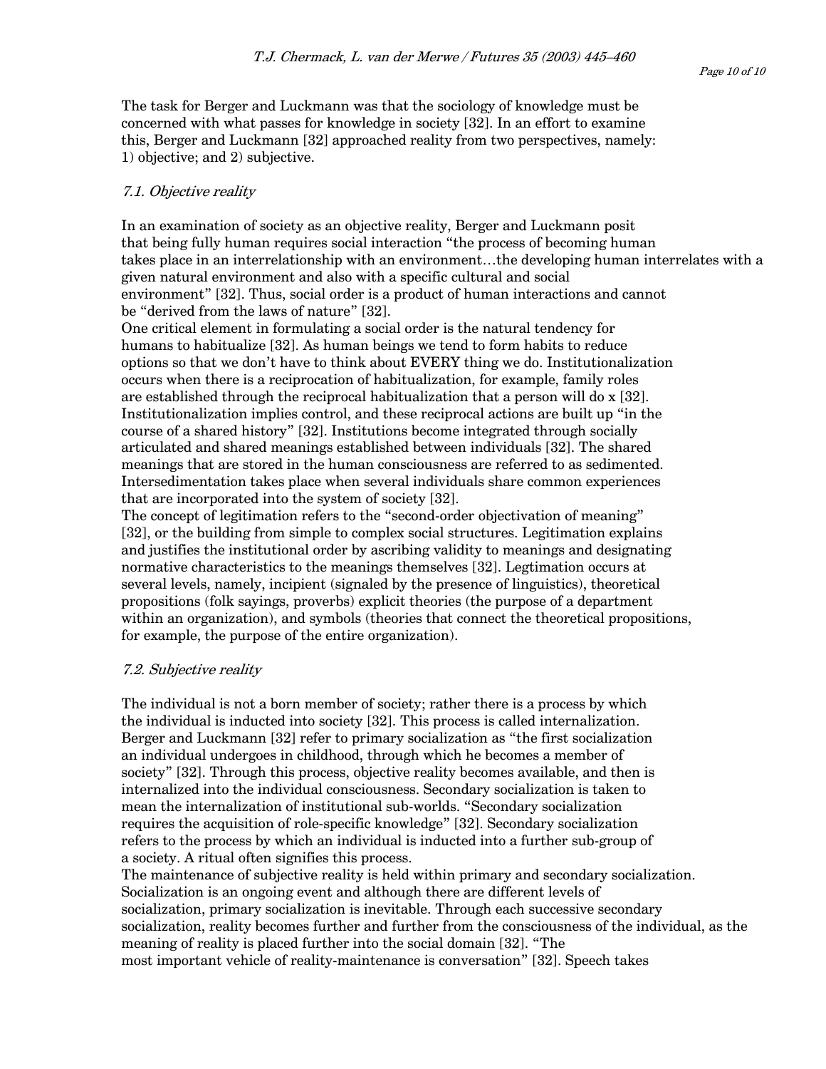The task for Berger and Luckmann was that the sociology of knowledge must be concerned with what passes for knowledge in society [32]. In an effort to examine this, Berger and Luckmann [32] approached reality from two perspectives, namely: 1) objective; and 2) subjective.

### *7.1. Objective reality*

In an examination of society as an objective reality, Berger and Luckmann posit that being fully human requires social interaction "the process of becoming human takes place in an interrelationship with an environment…the developing human interrelates with a given natural environment and also with a specific cultural and social environment" [32]. Thus, social order is a product of human interactions and cannot be "derived from the laws of nature" [32].

One critical element in formulating a social order is the natural tendency for humans to habitualize [32]. As human beings we tend to form habits to reduce options so that we don't have to think about EVERY thing we do. Institutionalization occurs when there is a reciprocation of habitualization, for example, family roles are established through the reciprocal habitualization that a person will do x [32]. Institutionalization implies control, and these reciprocal actions are built up "in the course of a shared history" [32]. Institutions become integrated through socially articulated and shared meanings established between individuals [32]. The shared meanings that are stored in the human consciousness are referred to as sedimented. Intersedimentation takes place when several individuals share common experiences that are incorporated into the system of society [32].

The concept of legitimation refers to the "second-order objectivation of meaning" [32], or the building from simple to complex social structures. Legitimation explains and justifies the institutional order by ascribing validity to meanings and designating normative characteristics to the meanings themselves [32]. Legtimation occurs at several levels, namely, incipient (signaled by the presence of linguistics), theoretical propositions (folk sayings, proverbs) explicit theories (the purpose of a department within an organization), and symbols (theories that connect the theoretical propositions, for example, the purpose of the entire organization).

### *7.2. Subjective reality*

The individual is not a born member of society; rather there is a process by which the individual is inducted into society [32]. This process is called internalization. Berger and Luckmann [32] refer to primary socialization as "the first socialization an individual undergoes in childhood, through which he becomes a member of society" [32]. Through this process, objective reality becomes available, and then is internalized into the individual consciousness. Secondary socialization is taken to mean the internalization of institutional sub-worlds. "Secondary socialization requires the acquisition of role-specific knowledge" [32]. Secondary socialization refers to the process by which an individual is inducted into a further sub-group of a society. A ritual often signifies this process.

The maintenance of subjective reality is held within primary and secondary socialization. Socialization is an ongoing event and although there are different levels of socialization, primary socialization is inevitable. Through each successive secondary socialization, reality becomes further and further from the consciousness of the individual, as the meaning of reality is placed further into the social domain [32]. "The most important vehicle of reality-maintenance is conversation" [32]. Speech takes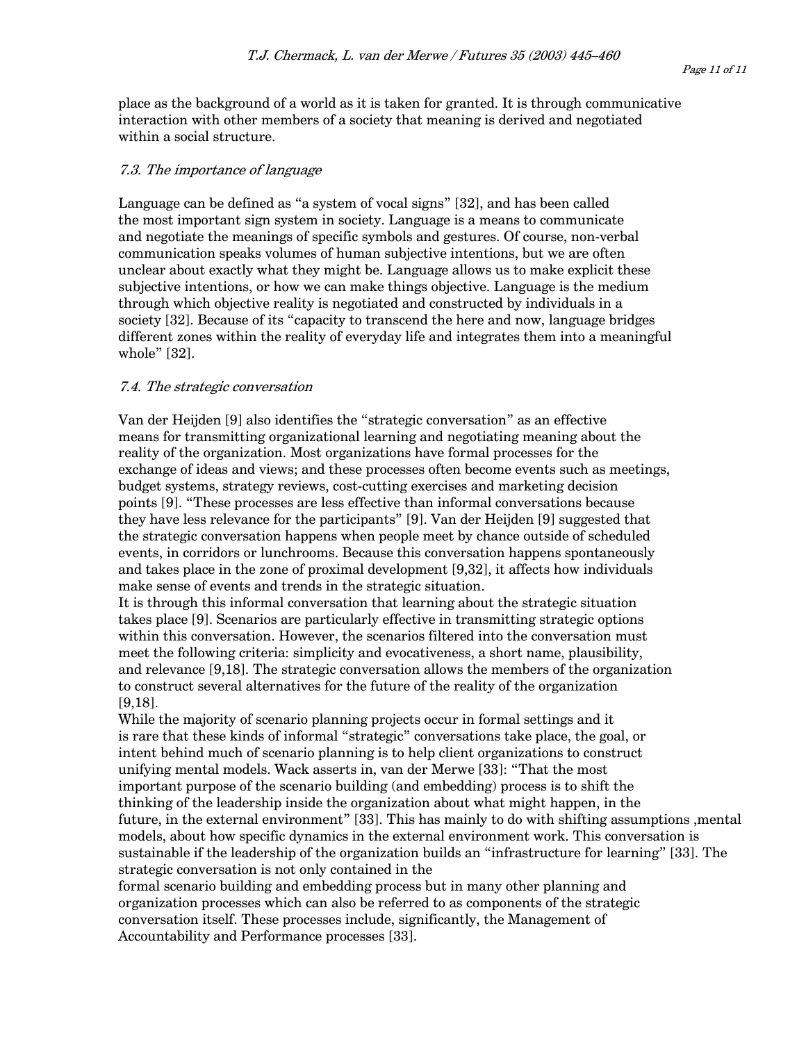place as the background of a world as it is taken for granted. It is through communicative interaction with other members of a society that meaning is derived and negotiated within a social structure.

### *7.3. The importance of language*

Language can be defined as "a system of vocal signs" [32], and has been called the most important sign system in society. Language is a means to communicate and negotiate the meanings of specific symbols and gestures. Of course, non-verbal communication speaks volumes of human subjective intentions, but we are often unclear about exactly what they might be. Language allows us to make explicit these subjective intentions, or how we can make things objective. Language is the medium through which objective reality is negotiated and constructed by individuals in a society [32]. Because of its "capacity to transcend the here and now, language bridges different zones within the reality of everyday life and integrates them into a meaningful whole" [32].

### *7.4. The strategic conversation*

Van der Heijden [9] also identifies the "strategic conversation" as an effective means for transmitting organizational learning and negotiating meaning about the reality of the organization. Most organizations have formal processes for the exchange of ideas and views; and these processes often become events such as meetings, budget systems, strategy reviews, cost-cutting exercises and marketing decision points [9]. "These processes are less effective than informal conversations because they have less relevance for the participants" [9]. Van der Heijden [9] suggested that the strategic conversation happens when people meet by chance outside of scheduled events, in corridors or lunchrooms. Because this conversation happens spontaneously and takes place in the zone of proximal development [9,32], it affects how individuals make sense of events and trends in the strategic situation.

It is through this informal conversation that learning about the strategic situation takes place [9]. Scenarios are particularly effective in transmitting strategic options within this conversation. However, the scenarios filtered into the conversation must meet the following criteria: simplicity and evocativeness, a short name, plausibility, and relevance [9,18]. The strategic conversation allows the members of the organization to construct several alternatives for the future of the reality of the organization [9,18].

While the majority of scenario planning projects occur in formal settings and it is rare that these kinds of informal "strategic" conversations take place, the goal, or intent behind much of scenario planning is to help client organizations to construct unifying mental models. Wack asserts in, van der Merwe [33]: "That the most important purpose of the scenario building (and embedding) process is to shift the thinking of the leadership inside the organization about what might happen, in the future, in the external environment" [33]. This has mainly to do with shifting assumptions ,mental models, about how specific dynamics in the external environment work. This conversation is sustainable if the leadership of the organization builds an "infrastructure for learning" [33]. The strategic conversation is not only contained in the formal scenario building and embedding process but in many other planning and organization processes which can also be referred to as components of the strategic conversation itself. These processes include, significantly, the Management of Accountability and Performance processes [33].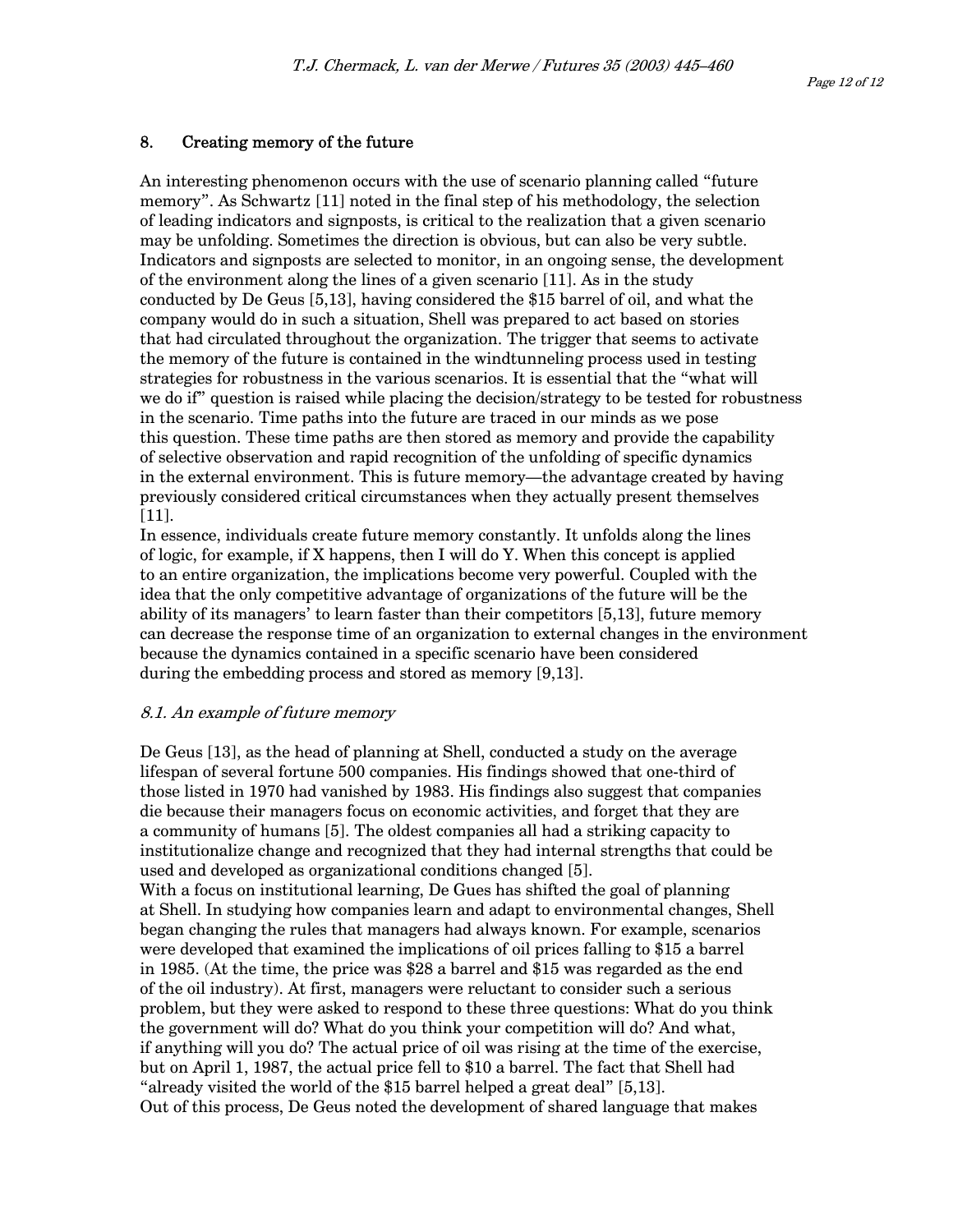## 8. Creating memory of the future

An interesting phenomenon occurs with the use of scenario planning called "future memory". As Schwartz [11] noted in the final step of his methodology, the selection of leading indicators and signposts, is critical to the realization that a given scenario may be unfolding. Sometimes the direction is obvious, but can also be very subtle. Indicators and signposts are selected to monitor, in an ongoing sense, the development of the environment along the lines of a given scenario [11]. As in the study conducted by De Geus [5,13], having considered the $15 barrel of oil, and what the company would do in such a situation, Shell was prepared to act based on stories that had circulated throughout the organization. The trigger that seems to activate the memory of the future is contained in the windtunneling process used in testing strategies for robustness in the various scenarios. It is essential that the "what will we do if" question is raised while placing the decision/strategy to be tested for robustness in the scenario. Time paths into the future are traced in our minds as we pose this question. These time paths are then stored as memory and provide the capability of selective observation and rapid recognition of the unfolding of specific dynamics in the external environment. This is future memory—the advantage created by having previously considered critical circumstances when they actually present themselves [11].

In essence, individuals create future memory constantly. It unfolds along the lines of logic, for example, if X happens, then I will do Y. When this concept is applied to an entire organization, the implications become very powerful. Coupled with the idea that the only competitive advantage of organizations of the future will be the ability of its managers' to learn faster than their competitors [5,13], future memory can decrease the response time of an organization to external changes in the environment because the dynamics contained in a specific scenario have been considered during the embedding process and stored as memory [9,13].

### *8.1. An example of future memory*

De Geus [13], as the head of planning at Shell, conducted a study on the average lifespan of several fortune 500 companies. His findings showed that one-third of those listed in 1970 had vanished by 1983. His findings also suggest that companies die because their managers focus on economic activities, and forget that they are a community of humans [5]. The oldest companies all had a striking capacity to institutionalize change and recognized that they had internal strengths that could be used and developed as organizational conditions changed [5].

With a focus on institutional learning, De Gues has shifted the goal of planning at Shell. In studying how companies learn and adapt to environmental changes, Shell began changing the rules that managers had always known. For example, scenarios were developed that examined the implications of oil prices falling to $15 a barrel in 1985. (At the time, the price was $28 a barrel and $15 was regarded as the end of the oil industry). At first, managers were reluctant to consider such a serious problem, but they were asked to respond to these three questions: What do you think the government will do? What do you think your competition will do? And what, if anything will you do? The actual price of oil was rising at the time of the exercise, but on April 1, 1987, the actual price fell to $10 a barrel. The fact that Shell had "already visited the world of the $15 barrel helped a great deal" [5,13].

Out of this process, De Geus noted the development of shared language that makes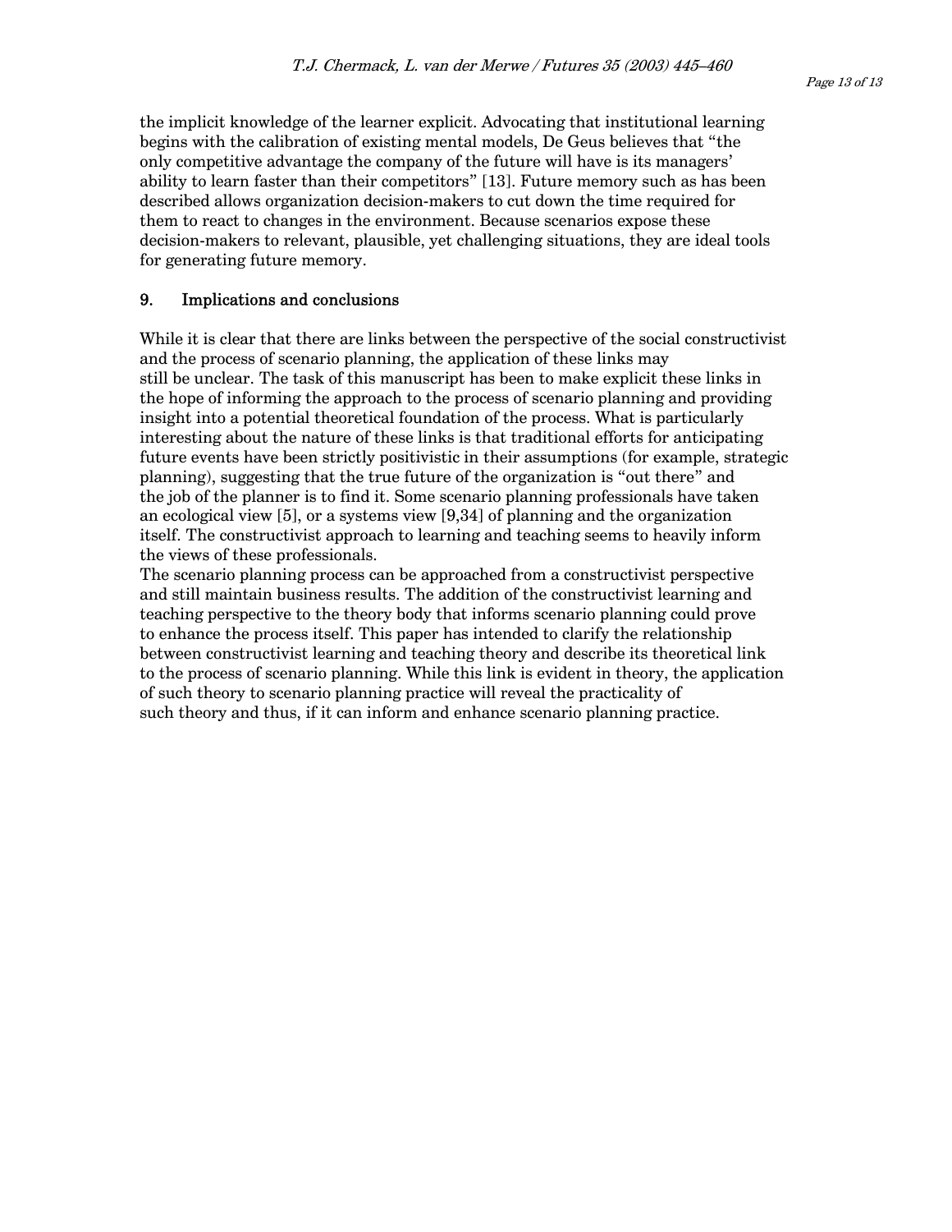the implicit knowledge of the learner explicit. Advocating that institutional learning begins with the calibration of existing mental models, De Geus believes that "the only competitive advantage the company of the future will have is its managers' ability to learn faster than their competitors" [13]. Future memory such as has been described allows organization decision-makers to cut down the time required for them to react to changes in the environment. Because scenarios expose these decision-makers to relevant, plausible, yet challenging situations, they are ideal tools for generating future memory.

## 9. Implications and conclusions

While it is clear that there are links between the perspective of the social constructivist and the process of scenario planning, the application of these links may still be unclear. The task of this manuscript has been to make explicit these links in the hope of informing the approach to the process of scenario planning and providing insight into a potential theoretical foundation of the process. What is particularly interesting about the nature of these links is that traditional efforts for anticipating future events have been strictly positivistic in their assumptions (for example, strategic planning), suggesting that the true future of the organization is "out there" and the job of the planner is to find it. Some scenario planning professionals have taken an ecological view [5], or a systems view [9,34] of planning and the organization itself. The constructivist approach to learning and teaching seems to heavily inform the views of these professionals.

The scenario planning process can be approached from a constructivist perspective and still maintain business results. The addition of the constructivist learning and teaching perspective to the theory body that informs scenario planning could prove to enhance the process itself. This paper has intended to clarify the relationship between constructivist learning and teaching theory and describe its theoretical link to the process of scenario planning. While this link is evident in theory, the application of such theory to scenario planning practice will reveal the practicality of such theory and thus, if it can inform and enhance scenario planning practice.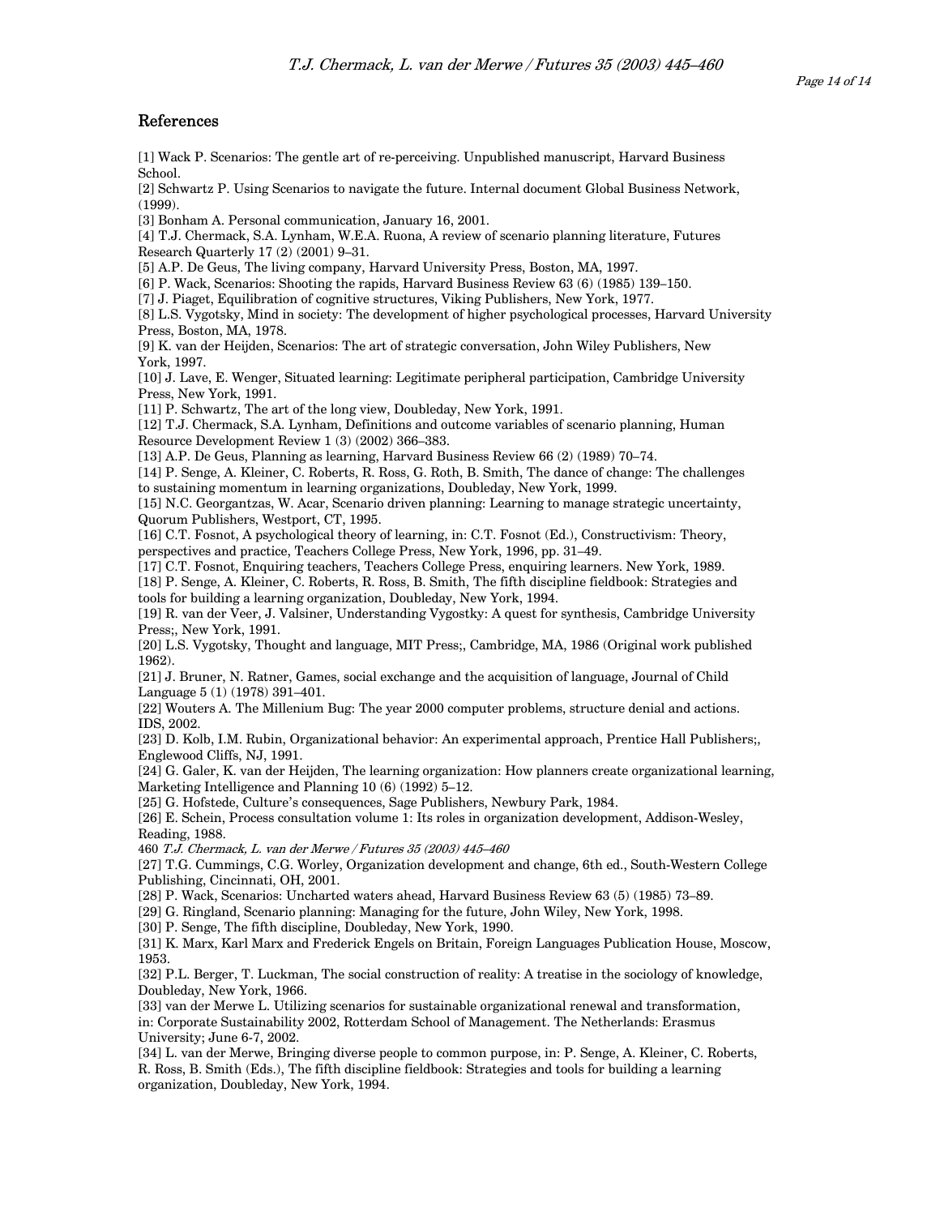## References

[1] Wack P. Scenarios: The gentle art of re-perceiving. Unpublished manuscript, Harvard Business School.

[2] Schwartz P. Using Scenarios to navigate the future. Internal document Global Business Network, (1999).

[3] Bonham A. Personal communication, January 16, 2001.

[4] T.J. Chermack, S.A. Lynham, W.E.A. Ruona, A review of scenario planning literature, Futures Research Quarterly 17 (2) (2001) 9–31.

[5] A.P. De Geus, The living company, Harvard University Press, Boston, MA, 1997.

[6] P. Wack, Scenarios: Shooting the rapids, Harvard Business Review 63 (6) (1985) 139–150.

[7] J. Piaget, Equilibration of cognitive structures, Viking Publishers, New York, 1977.

[8] L.S. Vygotsky, Mind in society: The development of higher psychological processes, Harvard University Press, Boston, MA, 1978.

[9] K. van der Heijden, Scenarios: The art of strategic conversation, John Wiley Publishers, New York, 1997.

[10] J. Lave, E. Wenger, Situated learning: Legitimate peripheral participation, Cambridge University Press, New York, 1991.

[11] P. Schwartz, The art of the long view, Doubleday, New York, 1991.

[12] T.J. Chermack, S.A. Lynham, Definitions and outcome variables of scenario planning, Human Resource Development Review 1 (3) (2002) 366–383.

[13] A.P. De Geus, Planning as learning, Harvard Business Review 66 (2) (1989) 70–74.

[14] P. Senge, A. Kleiner, C. Roberts, R. Ross, G. Roth, B. Smith, The dance of change: The challenges to sustaining momentum in learning organizations, Doubleday, New York, 1999.

[15] N.C. Georgantzas, W. Acar, Scenario driven planning: Learning to manage strategic uncertainty, Quorum Publishers, Westport, CT, 1995.

[16] C.T. Fosnot, A psychological theory of learning, in: C.T. Fosnot (Ed.), Constructivism: Theory, perspectives and practice, Teachers College Press, New York, 1996, pp. 31–49.

[17] C.T. Fosnot, Enquiring teachers, Teachers College Press, enquiring learners. New York, 1989.

[18] P. Senge, A. Kleiner, C. Roberts, R. Ross, B. Smith, The fifth discipline fieldbook: Strategies and tools for building a learning organization, Doubleday, New York, 1994.

[19] R. van der Veer, J. Valsiner, Understanding Vygostky: A quest for synthesis, Cambridge University Press;, New York, 1991.

[20] L.S. Vygotsky, Thought and language, MIT Press;, Cambridge, MA, 1986 (Original work published 1962).

[21] J. Bruner, N. Ratner, Games, social exchange and the acquisition of language, Journal of Child Language 5 (1) (1978) 391–401.

[22] Wouters A. The Millenium Bug: The year 2000 computer problems, structure denial and actions. IDS, 2002.

[23] D. Kolb, I.M. Rubin, Organizational behavior: An experimental approach, Prentice Hall Publishers;, Englewood Cliffs, NJ, 1991.

[24] G. Galer, K. van der Heijden, The learning organization: How planners create organizational learning, Marketing Intelligence and Planning 10 (6) (1992) 5–12.

[25] G. Hofstede, Culture's consequences, Sage Publishers, Newbury Park, 1984.

[26] E. Schein, Process consultation volume 1: Its roles in organization development, Addison-Wesley, Reading, 1988.

[27] T.G. Cummings, C.G. Worley, Organization development and change, 6th ed., South-Western College Publishing, Cincinnati, OH, 2001.

[28] P. Wack, Scenarios: Uncharted waters ahead, Harvard Business Review 63 (5) (1985) 73–89.

[29] G. Ringland, Scenario planning: Managing for the future, John Wiley, New York, 1998.

[30] P. Senge, The fifth discipline, Doubleday, New York, 1990.

[31] K. Marx, Karl Marx and Frederick Engels on Britain, Foreign Languages Publication House, Moscow, 1953.

[32] P.L. Berger, T. Luckman, The social construction of reality: A treatise in the sociology of knowledge, Doubleday, New York, 1966.

[33] van der Merwe L. Utilizing scenarios for sustainable organizational renewal and transformation, in: Corporate Sustainability 2002, Rotterdam School of Management. The Netherlands: Erasmus University; June 6-7, 2002.

[34] L. van der Merwe, Bringing diverse people to common purpose, in: P. Senge, A. Kleiner, C. Roberts, R. Ross, B. Smith (Eds.), The fifth discipline fieldbook: Strategies and tools for building a learning organization, Doubleday, New York, 1994.